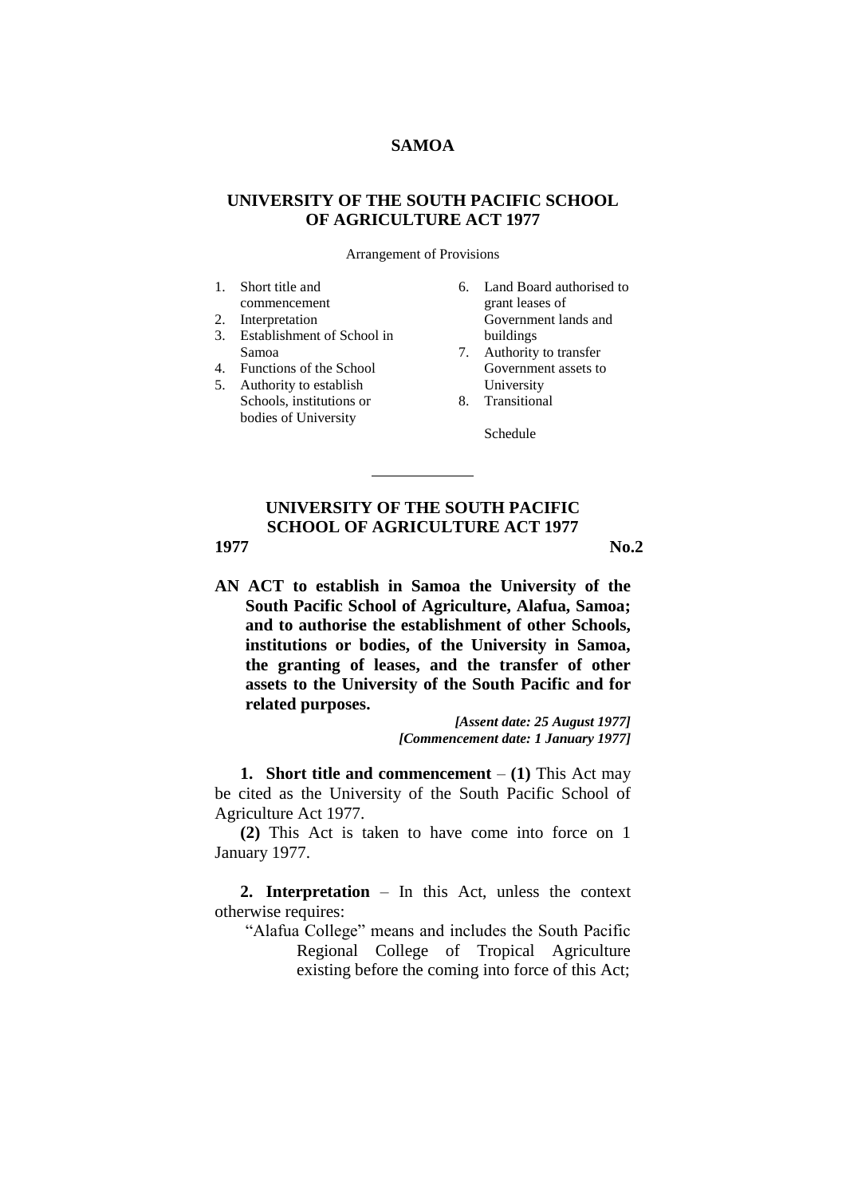# SAMOA

## UNIVERSITY OF THE SOUTH PACIFIC SCHOOL OF AGRICULTURE ACT 1977

Arrangement of Provisions

1. Short title and commencement
2. Interpretation
3. Establishment of School in Samoa
4. Functions of the School
5. Authority to establish Schools, institutions or bodies of University
6. Land Board authorised to grant leases of Government lands and buildings
7. Authority to transfer Government assets to University
8. Transitional

Schedule

---

## UNIVERSITY OF THE SOUTH PACIFIC SCHOOL OF AGRICULTURE ACT 1977

**1977** **No.2**

**AN ACT to establish in Samoa the University of the South Pacific School of Agriculture, Alafua, Samoa; and to authorise the establishment of other Schools, institutions or bodies, of the University in Samoa, the granting of leases, and the transfer of other assets to the University of the South Pacific and for related purposes.**

***[Assent date: 25 August 1977]***
***[Commencement date: 1 January 1977]***

**1. Short title and commencement** – **(1)** This Act may be cited as the University of the South Pacific School of Agriculture Act 1977.

**(2)** This Act is taken to have come into force on 1 January 1977.

**2. Interpretation** – In this Act, unless the context otherwise requires:

"Alafua College" means and includes the South Pacific Regional College of Tropical Agriculture existing before the coming into force of this Act;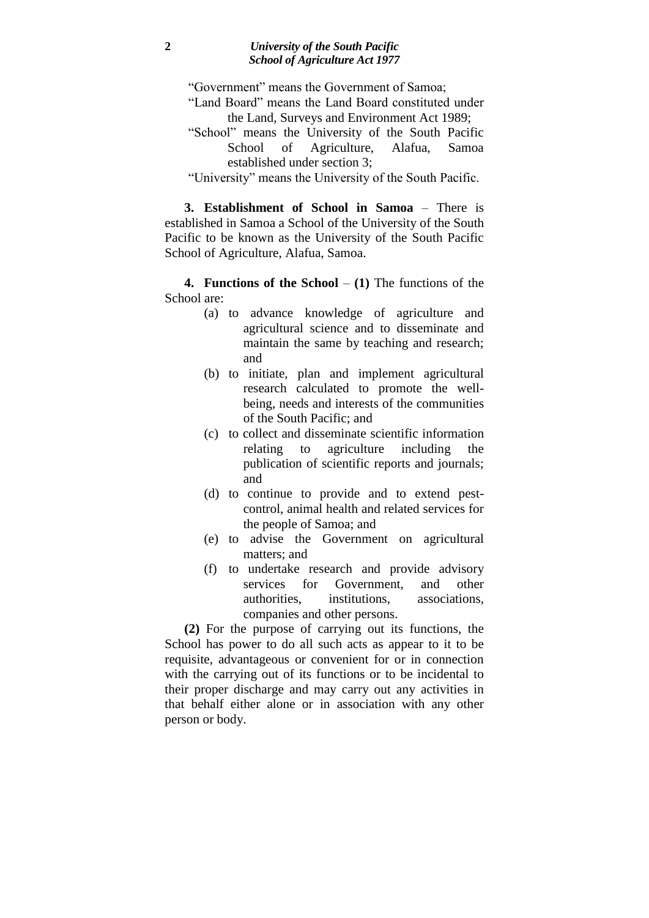"Government" means the Government of Samoa;

"Land Board" means the Land Board constituted under the Land, Surveys and Environment Act 1989;

"School" means the University of the South Pacific School of Agriculture, Alafua, Samoa established under section 3;

"University" means the University of the South Pacific.

**3. Establishment of School in Samoa** – There is established in Samoa a School of the University of the South Pacific to be known as the University of the South Pacific School of Agriculture, Alafua, Samoa.

**4. Functions of the School** – **(1)** The functions of the School are:

(a) to advance knowledge of agriculture and agricultural science and to disseminate and maintain the same by teaching and research; and

(b) to initiate, plan and implement agricultural research calculated to promote the well-being, needs and interests of the communities of the South Pacific; and

(c) to collect and disseminate scientific information relating to agriculture including the publication of scientific reports and journals; and

(d) to continue to provide and to extend pest-control, animal health and related services for the people of Samoa; and

(e) to advise the Government on agricultural matters; and

(f) to undertake research and provide advisory services for Government, and other authorities, institutions, associations, companies and other persons.

**(2)** For the purpose of carrying out its functions, the School has power to do all such acts as appear to it to be requisite, advantageous or convenient for or in connection with the carrying out of its functions or to be incidental to their proper discharge and may carry out any activities in that behalf either alone or in association with any other person or body.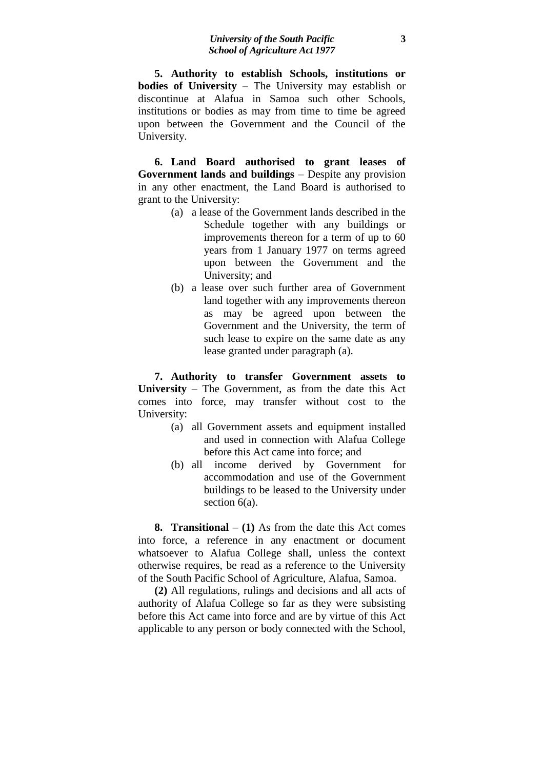**5. Authority to establish Schools, institutions or bodies of University** – The University may establish or discontinue at Alafua in Samoa such other Schools, institutions or bodies as may from time to time be agreed upon between the Government and the Council of the University.

**6. Land Board authorised to grant leases of Government lands and buildings** – Despite any provision in any other enactment, the Land Board is authorised to grant to the University:

(a) a lease of the Government lands described in the Schedule together with any buildings or improvements thereon for a term of up to 60 years from 1 January 1977 on terms agreed upon between the Government and the University; and

(b) a lease over such further area of Government land together with any improvements thereon as may be agreed upon between the Government and the University, the term of such lease to expire on the same date as any lease granted under paragraph (a).

**7. Authority to transfer Government assets to University** – The Government, as from the date this Act comes into force, may transfer without cost to the University:

(a) all Government assets and equipment installed and used in connection with Alafua College before this Act came into force; and

(b) all income derived by Government for accommodation and use of the Government buildings to be leased to the University under section 6(a).

**8. Transitional** – **(1)** As from the date this Act comes into force, a reference in any enactment or document whatsoever to Alafua College shall, unless the context otherwise requires, be read as a reference to the University of the South Pacific School of Agriculture, Alafua, Samoa.

**(2)** All regulations, rulings and decisions and all acts of authority of Alafua College so far as they were subsisting before this Act came into force and are by virtue of this Act applicable to any person or body connected with the School,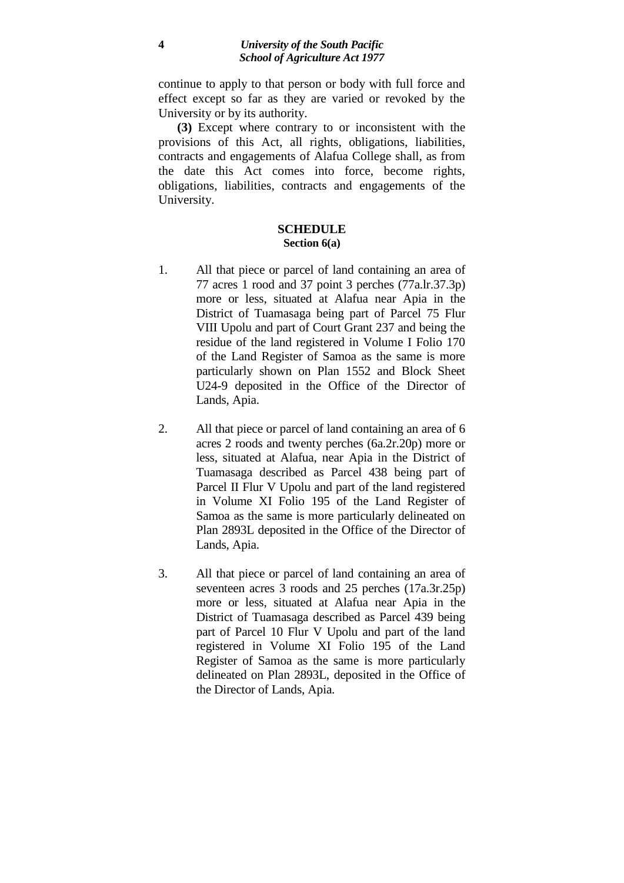continue to apply to that person or body with full force and effect except so far as they are varied or revoked by the University or by its authority.

**(3)** Except where contrary to or inconsistent with the provisions of this Act, all rights, obligations, liabilities, contracts and engagements of Alafua College shall, as from the date this Act comes into force, become rights, obligations, liabilities, contracts and engagements of the University.

## SCHEDULE

**Section 6(a)**

1. All that piece or parcel of land containing an area of 77 acres 1 rood and 37 point 3 perches (77a.lr.37.3p) more or less, situated at Alafua near Apia in the District of Tuamasaga being part of Parcel 75 Flur VIII Upolu and part of Court Grant 237 and being the residue of the land registered in Volume I Folio 170 of the Land Register of Samoa as the same is more particularly shown on Plan 1552 and Block Sheet U24-9 deposited in the Office of the Director of Lands, Apia.

2. All that piece or parcel of land containing an area of 6 acres 2 roods and twenty perches (6a.2r.20p) more or less, situated at Alafua, near Apia in the District of Tuamasaga described as Parcel 438 being part of Parcel II Flur V Upolu and part of the land registered in Volume XI Folio 195 of the Land Register of Samoa as the same is more particularly delineated on Plan 2893L deposited in the Office of the Director of Lands, Apia.

3. All that piece or parcel of land containing an area of seventeen acres 3 roods and 25 perches (17a.3r.25p) more or less, situated at Alafua near Apia in the District of Tuamasaga described as Parcel 439 being part of Parcel 10 Flur V Upolu and part of the land registered in Volume XI Folio 195 of the Land Register of Samoa as the same is more particularly delineated on Plan 2893L, deposited in the Office of the Director of Lands, Apia.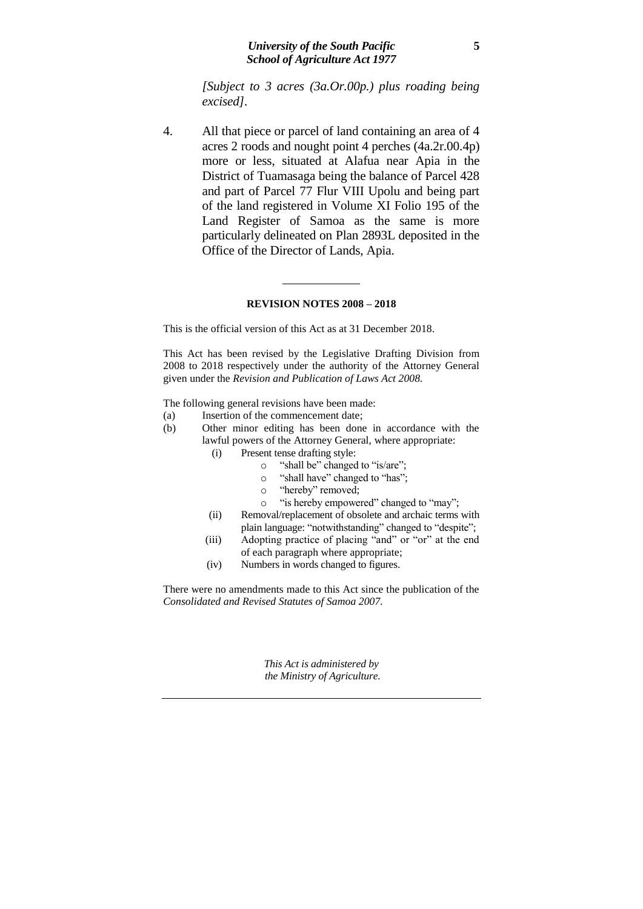*[Subject to 3 acres (3a.Or.00p.) plus roading being excised]*.

4. All that piece or parcel of land containing an area of 4 acres 2 roods and nought point 4 perches (4a.2r.00.4p) more or less, situated at Alafua near Apia in the District of Tuamasaga being the balance of Parcel 428 and part of Parcel 77 Flur VIII Upolu and being part of the land registered in Volume XI Folio 195 of the Land Register of Samoa as the same is more particularly delineated on Plan 2893L deposited in the Office of the Director of Lands, Apia.

---

**REVISION NOTES 2008 – 2018**

This is the official version of this Act as at 31 December 2018.

This Act has been revised by the Legislative Drafting Division from 2008 to 2018 respectively under the authority of the Attorney General given under the *Revision and Publication of Laws Act 2008.*

The following general revisions have been made:

(a) Insertion of the commencement date;

(b) Other minor editing has been done in accordance with the lawful powers of the Attorney General, where appropriate:

- (i) Present tense drafting style:
  - "shall be" changed to "is/are";
  - "shall have" changed to "has";
  - "hereby" removed;
  - "is hereby empowered" changed to "may";
- (ii) Removal/replacement of obsolete and archaic terms with plain language: "notwithstanding" changed to "despite";
- (iii) Adopting practice of placing "and" or "or" at the end of each paragraph where appropriate;
- (iv) Numbers in words changed to figures.

There were no amendments made to this Act since the publication of the *Consolidated and Revised Statutes of Samoa 2007*.

*This Act is administered by the Ministry of Agriculture.*